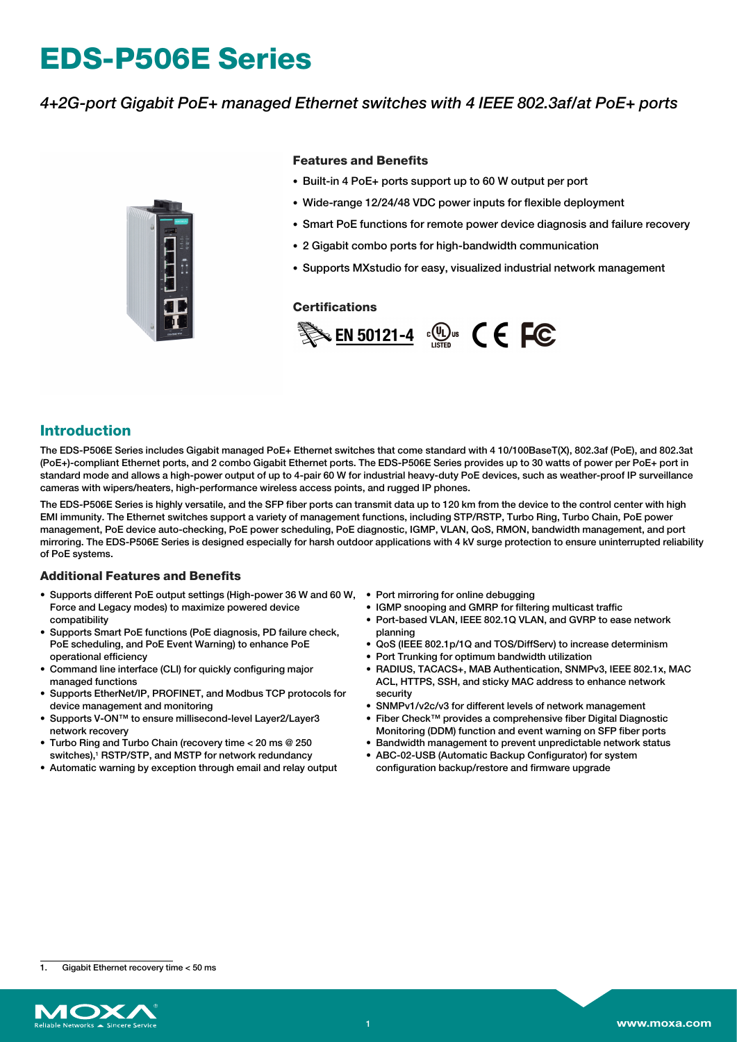# EDS-P506E Series

*4+2G-port Gigabit PoE+ managed Ethernet switches with 4 IEEE 802.3af/at PoE+ ports*

### Features and Benefits

- Built-in 4 PoE+ ports support up to 60 W output per port
- Wide-range 12/24/48 VDC power inputs for flexible deployment
- Smart PoE functions for remote power device diagnosis and failure recovery
- 2 Gigabit combo ports for high-bandwidth communication
- Supports MXstudio for easy, visualized industrial network management

### Certifications

EN 50121-4

## Introduction

The EDS-P506E Series includes Gigabit managed PoE+ Ethernet switches that come standard with 4 10/100BaseT(X), 802.3af (PoE), and 802.3at (PoE+)-compliant Ethernet ports, and 2 combo Gigabit Ethernet ports. The EDS-P506E Series provides up to 30 watts of power per PoE+ port in standard mode and allows a high-power output of up to 4-pair 60 W for industrial heavy-duty PoE devices, such as weather-proof IP surveillance cameras with wipers/heaters, high-performance wireless access points, and rugged IP phones.

The EDS-P506E Series is highly versatile, and the SFP fiber ports can transmit data up to 120 km from the device to the control center with high EMI immunity. The Ethernet switches support a variety of management functions, including STP/RSTP, Turbo Ring, Turbo Chain, PoE power management, PoE device auto-checking, PoE power scheduling, PoE diagnostic, IGMP, VLAN, QoS, RMON, bandwidth management, and port mirroring. The EDS-P506E Series is designed especially for harsh outdoor applications with 4 kV surge protection to ensure uninterrupted reliability of PoE systems.

### Additional Features and Benefits

- Supports different PoE output settings (High-power 36 W and 60 W, Force and Legacy modes) to maximize powered device compatibility
- Supports Smart PoE functions (PoE diagnosis, PD failure check, PoE scheduling, and PoE Event Warning) to enhance PoE operational efficiency
- Command line interface (CLI) for quickly configuring major managed functions
- Supports EtherNet/IP, PROFINET, and Modbus TCP protocols for device management and monitoring
- Supports V-ON™ to ensure millisecond-level Layer2/Layer3 network recovery
- Turbo Ring and Turbo Chain (recovery time < 20 ms @ 250 switches),[1] RSTP/STP, and MSTP for network redundancy
- Automatic warning by exception through email and relay output
- Port mirroring for online debugging
- IGMP snooping and GMRP for filtering multicast traffic
- Port-based VLAN, IEEE 802.1Q VLAN, and GVRP to ease network planning
- QoS (IEEE 802.1p/1Q and TOS/DiffServ) to increase determinism
- Port Trunking for optimum bandwidth utilization
- RADIUS, TACACS+, MAB Authentication, SNMPv3, IEEE 802.1x, MAC ACL, HTTPS, SSH, and sticky MAC address to enhance network security
- SNMPv1/v2c/v3 for different levels of network management
- Fiber Check™ provides a comprehensive fiber Digital Diagnostic Monitoring (DDM) function and event warning on SFP fiber ports
- Bandwidth management to prevent unpredictable network status
- ABC-02-USB (Automatic Backup Configurator) for system configuration backup/restore and firmware upgrade

1. Gigabit Ethernet recovery time < 50 ms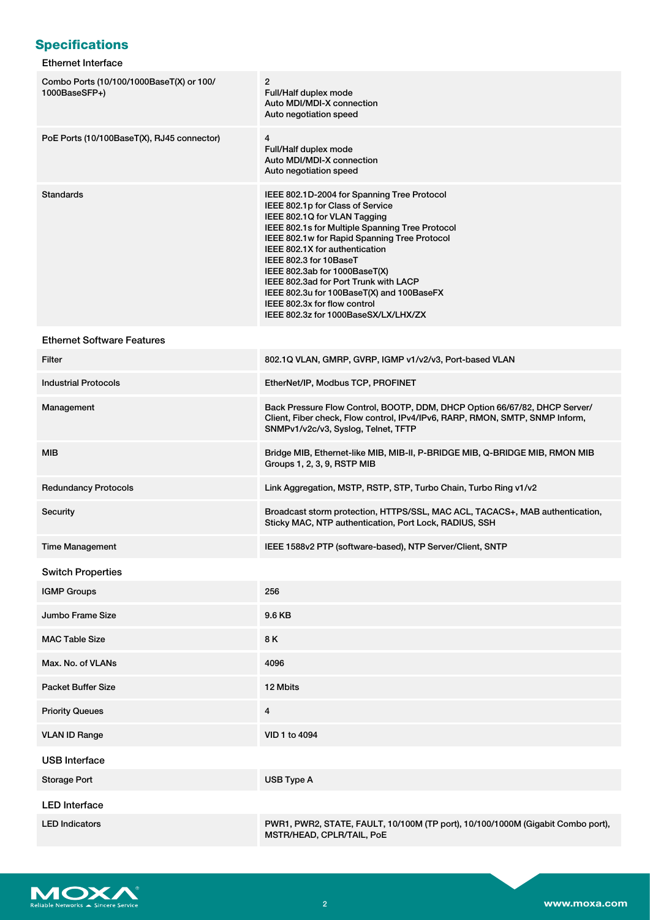## Specifications

### Ethernet Interface

| | |
|---|---|
| Combo Ports (10/100/1000BaseT(X) or 100/1000BaseSFP+) | 2<br>Full/Half duplex mode<br>Auto MDI/MDI-X connection<br>Auto negotiation speed |
| PoE Ports (10/100BaseT(X), RJ45 connector) | 4<br>Full/Half duplex mode<br>Auto MDI/MDI-X connection<br>Auto negotiation speed |
| Standards | IEEE 802.1D-2004 for Spanning Tree Protocol<br>IEEE 802.1p for Class of Service<br>IEEE 802.1Q for VLAN Tagging<br>IEEE 802.1s for Multiple Spanning Tree Protocol<br>IEEE 802.1w for Rapid Spanning Tree Protocol<br>IEEE 802.1X for authentication<br>IEEE 802.3 for 10BaseT<br>IEEE 802.3ab for 1000BaseT(X)<br>IEEE 802.3ad for Port Trunk with LACP<br>IEEE 802.3u for 100BaseT(X) and 100BaseFX<br>IEEE 802.3x for flow control<br>IEEE 802.3z for 1000BaseSX/LX/LHX/ZX |

### Ethernet Software Features

| | |
|---|---|
| Filter | 802.1Q VLAN, GMRP, GVRP, IGMP v1/v2/v3, Port-based VLAN |
| Industrial Protocols | EtherNet/IP, Modbus TCP, PROFINET |
| Management | Back Pressure Flow Control, BOOTP, DDM, DHCP Option 66/67/82, DHCP Server/Client, Fiber check, Flow control, IPv4/IPv6, RARP, RMON, SMTP, SNMP Inform, SNMPv1/v2c/v3, Syslog, Telnet, TFTP |
| MIB | Bridge MIB, Ethernet-like MIB, MIB-II, P-BRIDGE MIB, Q-BRIDGE MIB, RMON MIB Groups 1, 2, 3, 9, RSTP MIB |
| Redundancy Protocols | Link Aggregation, MSTP, RSTP, STP, Turbo Chain, Turbo Ring v1/v2 |
| Security | Broadcast storm protection, HTTPS/SSL, MAC ACL, TACACS+, MAB authentication, Sticky MAC, NTP authentication, Port Lock, RADIUS, SSH |
| Time Management | IEEE 1588v2 PTP (software-based), NTP Server/Client, SNTP |

### Switch Properties

| | |
|---|---|
| IGMP Groups | 256 |
| Jumbo Frame Size | 9.6 KB |
| MAC Table Size | 8 K |
| Max. No. of VLANs | 4096 |
| Packet Buffer Size | 12 Mbits |
| Priority Queues | 4 |
| VLAN ID Range | VID 1 to 4094 |

### USB Interface

| | |
|---|---|
| Storage Port | USB Type A |

### LED Interface

| | |
|---|---|
| LED Indicators | PWR1, PWR2, STATE, FAULT, 10/100M (TP port), 10/100/1000M (Gigabit Combo port), MSTR/HEAD, CPLR/TAIL, PoE |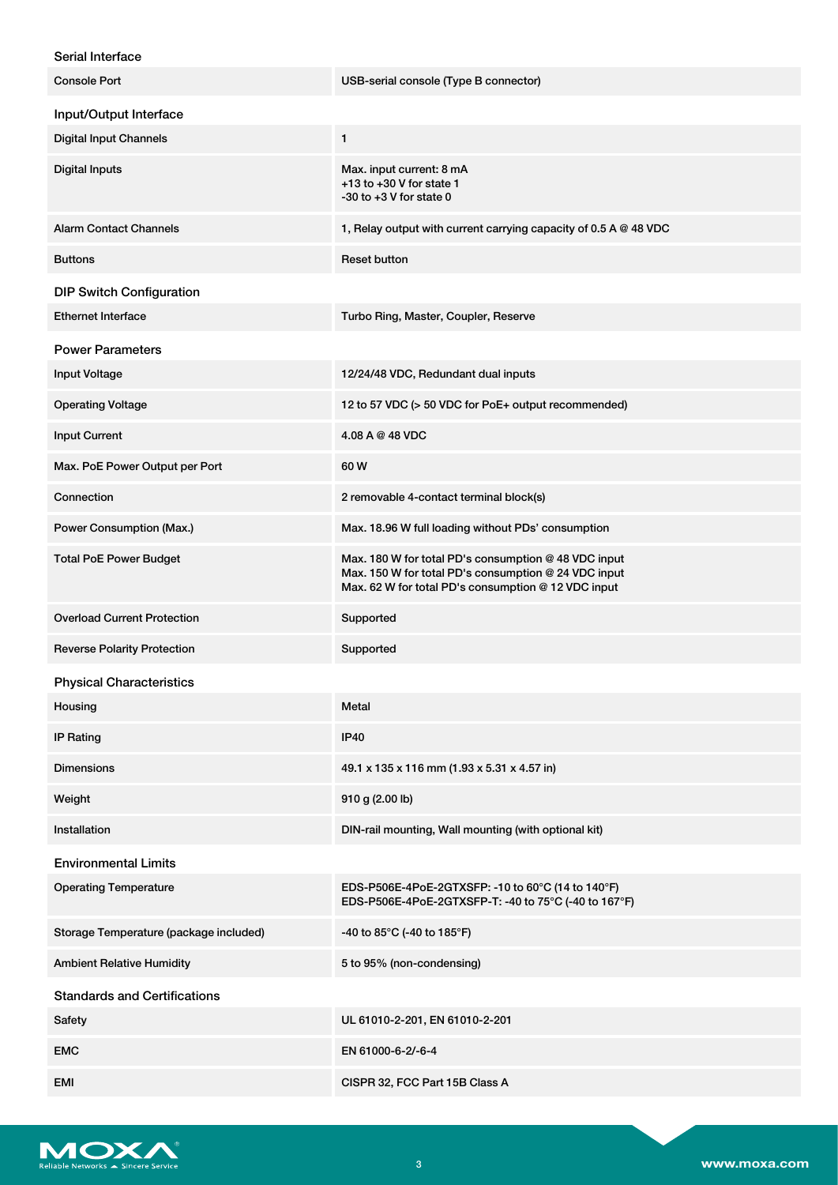### Serial Interface

| | |
|---|---|
| Console Port | USB-serial console (Type B connector) |

### Input/Output Interface

| | |
|---|---|
| Digital Input Channels | 1 |
| Digital Inputs | Max. input current: 8 mA<br>+13 to +30 V for state 1<br>-30 to +3 V for state 0 |
| Alarm Contact Channels | 1, Relay output with current carrying capacity of 0.5 A @ 48 VDC |
| Buttons | Reset button |

### DIP Switch Configuration

| | |
|---|---|
| Ethernet Interface | Turbo Ring, Master, Coupler, Reserve |

### Power Parameters

| | |
|---|---|
| Input Voltage | 12/24/48 VDC, Redundant dual inputs |
| Operating Voltage | 12 to 57 VDC (> 50 VDC for PoE+ output recommended) |
| Input Current | 4.08 A @ 48 VDC |
| Max. PoE Power Output per Port | 60 W |
| Connection | 2 removable 4-contact terminal block(s) |
| Power Consumption (Max.) | Max. 18.96 W full loading without PDs' consumption |
| Total PoE Power Budget | Max. 180 W for total PD's consumption @ 48 VDC input<br>Max. 150 W for total PD's consumption @ 24 VDC input<br>Max. 62 W for total PD's consumption @ 12 VDC input |
| Overload Current Protection | Supported |
| Reverse Polarity Protection | Supported |

### Physical Characteristics

| | |
|---|---|
| Housing | Metal |
| IP Rating | IP40 |
| Dimensions | 49.1 x 135 x 116 mm (1.93 x 5.31 x 4.57 in) |
| Weight | 910 g (2.00 lb) |
| Installation | DIN-rail mounting, Wall mounting (with optional kit) |

### Environmental Limits

| | |
|---|---|
| Operating Temperature | EDS-P506E-4PoE-2GTXSFP: -10 to 60°C (14 to 140°F)<br>EDS-P506E-4PoE-2GTXSFP-T: -40 to 75°C (-40 to 167°F) |
| Storage Temperature (package included) | -40 to 85°C (-40 to 185°F) |
| Ambient Relative Humidity | 5 to 95% (non-condensing) |

### Standards and Certifications

| | |
|---|---|
| Safety | UL 61010-2-201, EN 61010-2-201 |
| EMC | EN 61000-6-2/-6-4 |
| EMI | CISPR 32, FCC Part 15B Class A |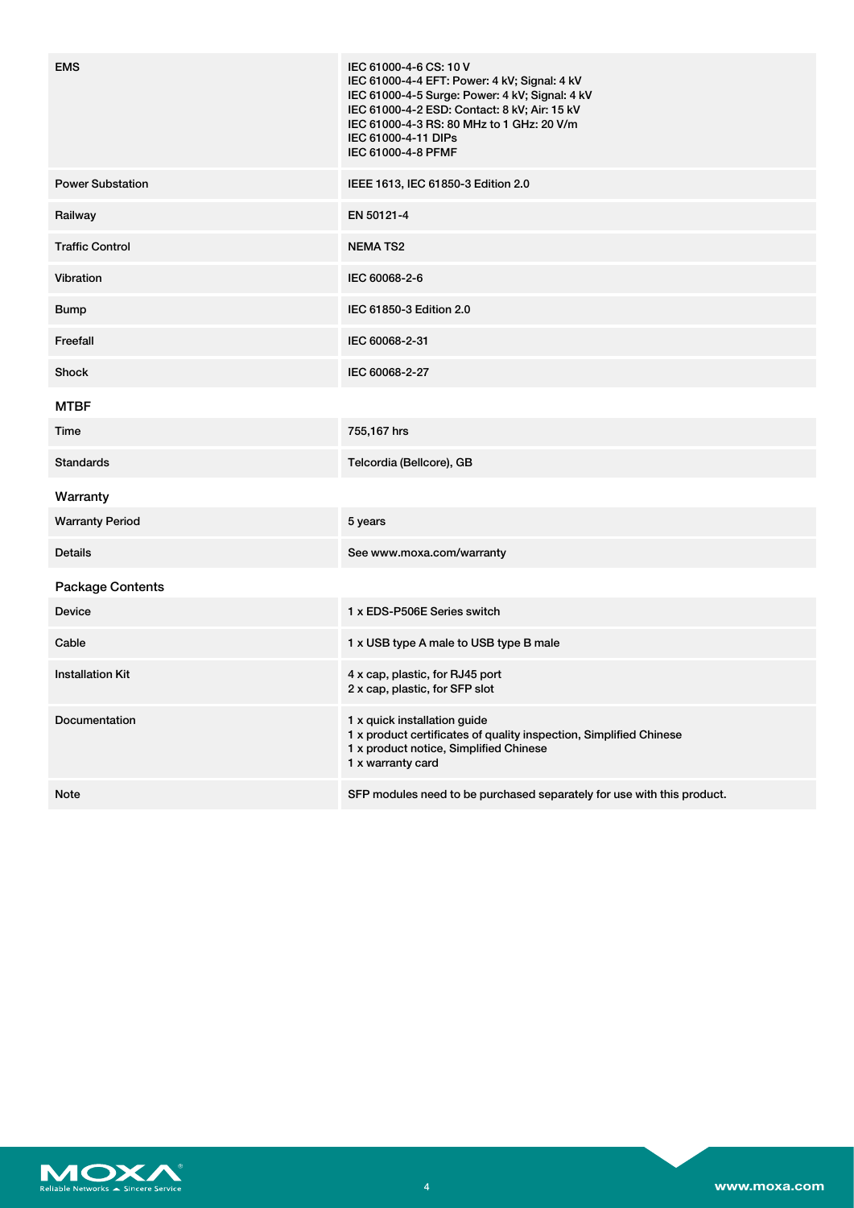| | |
|---|---|
| EMS | IEC 61000-4-6 CS: 10 V<br>IEC 61000-4-4 EFT: Power: 4 kV; Signal: 4 kV<br>IEC 61000-4-5 Surge: Power: 4 kV; Signal: 4 kV<br>IEC 61000-4-2 ESD: Contact: 8 kV; Air: 15 kV<br>IEC 61000-4-3 RS: 80 MHz to 1 GHz: 20 V/m<br>IEC 61000-4-11 DIPs<br>IEC 61000-4-8 PFMF |
| Power Substation | IEEE 1613, IEC 61850-3 Edition 2.0 |
| Railway | EN 50121-4 |
| Traffic Control | NEMA TS2 |
| Vibration | IEC 60068-2-6 |
| Bump | IEC 61850-3 Edition 2.0 |
| Freefall | IEC 60068-2-31 |
| Shock | IEC 60068-2-27 |

## MTBF

| | |
|---|---|
| Time | 755,167 hrs |
| Standards | Telcordia (Bellcore), GB |

## Warranty

| | |
|---|---|
| Warranty Period | 5 years |
| Details | See www.moxa.com/warranty |

## Package Contents

| | |
|---|---|
| Device | 1 x EDS-P506E Series switch |
| Cable | 1 x USB type A male to USB type B male |
| Installation Kit | 4 x cap, plastic, for RJ45 port<br>2 x cap, plastic, for SFP slot |
| Documentation | 1 x quick installation guide<br>1 x product certificates of quality inspection, Simplified Chinese<br>1 x product notice, Simplified Chinese<br>1 x warranty card |
| Note | SFP modules need to be purchased separately for use with this product. |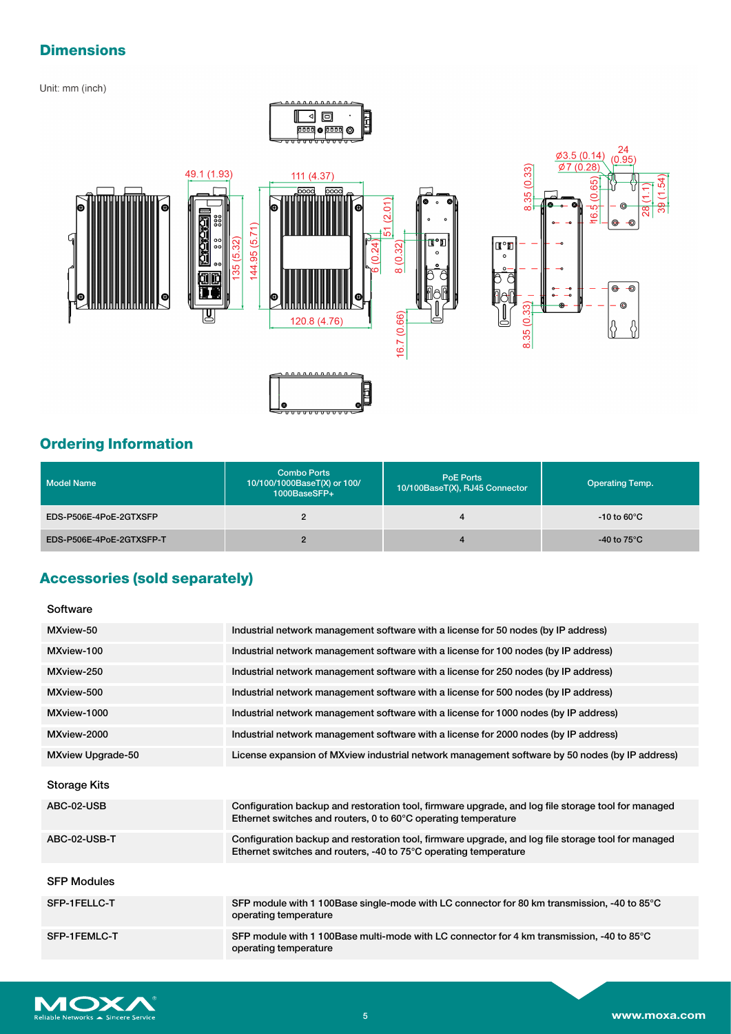## Dimensions

Unit: mm (inch)

## Ordering Information

| Model Name | Combo Ports 10/100/1000BaseT(X) or 100/1000BaseSFP+ | PoE Ports 10/100BaseT(X), RJ45 Connector | Operating Temp. |
|---|---|---|---|
| EDS-P506E-4PoE-2GTXSFP | 2 | 4 | -10 to 60°C |
| EDS-P506E-4PoE-2GTXSFP-T | 2 | 4 | -40 to 75°C |

## Accessories (sold separately)

**Software**

| | |
|---|---|
| MXview-50 | Industrial network management software with a license for 50 nodes (by IP address) |
| MXview-100 | Industrial network management software with a license for 100 nodes (by IP address) |
| MXview-250 | Industrial network management software with a license for 250 nodes (by IP address) |
| MXview-500 | Industrial network management software with a license for 500 nodes (by IP address) |
| MXview-1000 | Industrial network management software with a license for 1000 nodes (by IP address) |
| MXview-2000 | Industrial network management software with a license for 2000 nodes (by IP address) |
| MXview Upgrade-50 | License expansion of MXview industrial network management software by 50 nodes (by IP address) |

**Storage Kits**

| | |
|---|---|
| ABC-02-USB | Configuration backup and restoration tool, firmware upgrade, and log file storage tool for managed Ethernet switches and routers, 0 to 60°C operating temperature |
| ABC-02-USB-T | Configuration backup and restoration tool, firmware upgrade, and log file storage tool for managed Ethernet switches and routers, -40 to 75°C operating temperature |

**SFP Modules**

| | |
|---|---|
| SFP-1FELLC-T | SFP module with 1 100Base single-mode with LC connector for 80 km transmission, -40 to 85°C operating temperature |
| SFP-1FEMLC-T | SFP module with 1 100Base multi-mode with LC connector for 4 km transmission, -40 to 85°C operating temperature |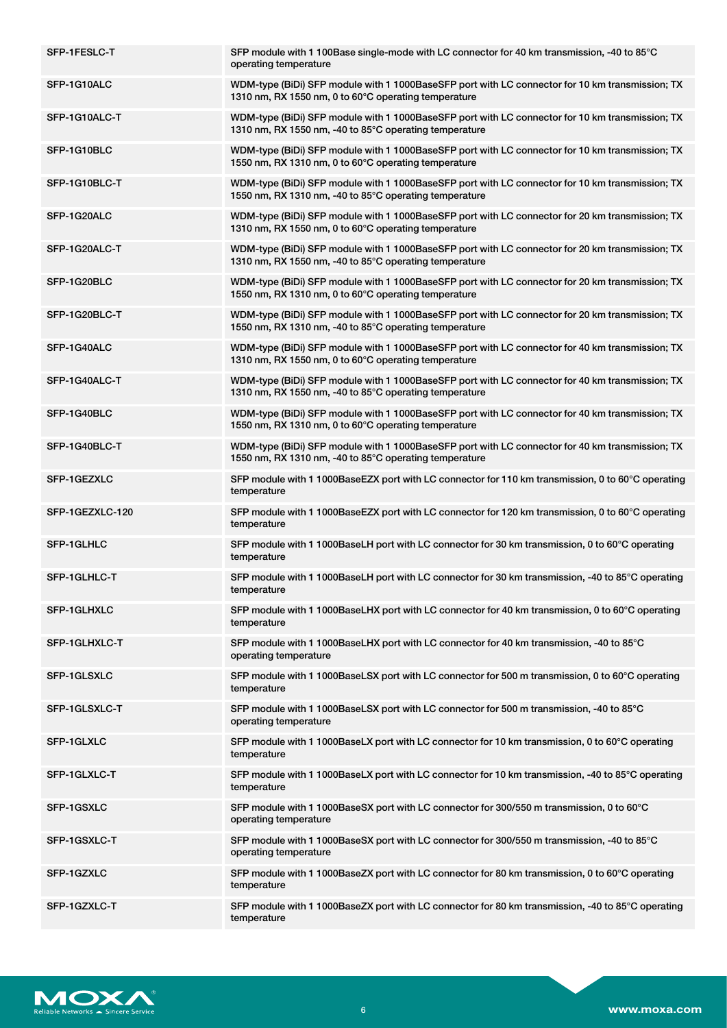| | |
|---|---|
| SFP-1FESLC-T | SFP module with 1 100Base single-mode with LC connector for 40 km transmission, -40 to 85°C operating temperature |
| SFP-1G10ALC | WDM-type (BiDi) SFP module with 1 1000BaseSFP port with LC connector for 10 km transmission; TX 1310 nm, RX 1550 nm, 0 to 60°C operating temperature |
| SFP-1G10ALC-T | WDM-type (BiDi) SFP module with 1 1000BaseSFP port with LC connector for 10 km transmission; TX 1310 nm, RX 1550 nm, -40 to 85°C operating temperature |
| SFP-1G10BLC | WDM-type (BiDi) SFP module with 1 1000BaseSFP port with LC connector for 10 km transmission; TX 1550 nm, RX 1310 nm, 0 to 60°C operating temperature |
| SFP-1G10BLC-T | WDM-type (BiDi) SFP module with 1 1000BaseSFP port with LC connector for 10 km transmission; TX 1550 nm, RX 1310 nm, -40 to 85°C operating temperature |
| SFP-1G20ALC | WDM-type (BiDi) SFP module with 1 1000BaseSFP port with LC connector for 20 km transmission; TX 1310 nm, RX 1550 nm, 0 to 60°C operating temperature |
| SFP-1G20ALC-T | WDM-type (BiDi) SFP module with 1 1000BaseSFP port with LC connector for 20 km transmission; TX 1310 nm, RX 1550 nm, -40 to 85°C operating temperature |
| SFP-1G20BLC | WDM-type (BiDi) SFP module with 1 1000BaseSFP port with LC connector for 20 km transmission; TX 1550 nm, RX 1310 nm, 0 to 60°C operating temperature |
| SFP-1G20BLC-T | WDM-type (BiDi) SFP module with 1 1000BaseSFP port with LC connector for 20 km transmission; TX 1550 nm, RX 1310 nm, -40 to 85°C operating temperature |
| SFP-1G40ALC | WDM-type (BiDi) SFP module with 1 1000BaseSFP port with LC connector for 40 km transmission; TX 1310 nm, RX 1550 nm, 0 to 60°C operating temperature |
| SFP-1G40ALC-T | WDM-type (BiDi) SFP module with 1 1000BaseSFP port with LC connector for 40 km transmission; TX 1310 nm, RX 1550 nm, -40 to 85°C operating temperature |
| SFP-1G40BLC | WDM-type (BiDi) SFP module with 1 1000BaseSFP port with LC connector for 40 km transmission; TX 1550 nm, RX 1310 nm, 0 to 60°C operating temperature |
| SFP-1G40BLC-T | WDM-type (BiDi) SFP module with 1 1000BaseSFP port with LC connector for 40 km transmission; TX 1550 nm, RX 1310 nm, -40 to 85°C operating temperature |
| SFP-1GEZXLC | SFP module with 1 1000BaseEZX port with LC connector for 110 km transmission, 0 to 60°C operating temperature |
| SFP-1GEZXLC-120 | SFP module with 1 1000BaseEZX port with LC connector for 120 km transmission, 0 to 60°C operating temperature |
| SFP-1GLHLC | SFP module with 1 1000BaseLH port with LC connector for 30 km transmission, 0 to 60°C operating temperature |
| SFP-1GLHLC-T | SFP module with 1 1000BaseLH port with LC connector for 30 km transmission, -40 to 85°C operating temperature |
| SFP-1GLHXLC | SFP module with 1 1000BaseLHX port with LC connector for 40 km transmission, 0 to 60°C operating temperature |
| SFP-1GLHXLC-T | SFP module with 1 1000BaseLHX port with LC connector for 40 km transmission, -40 to 85°C operating temperature |
| SFP-1GLSXLC | SFP module with 1 1000BaseLSX port with LC connector for 500 m transmission, 0 to 60°C operating temperature |
| SFP-1GLSXLC-T | SFP module with 1 1000BaseLSX port with LC connector for 500 m transmission, -40 to 85°C operating temperature |
| SFP-1GLXLC | SFP module with 1 1000BaseLX port with LC connector for 10 km transmission, 0 to 60°C operating temperature |
| SFP-1GLXLC-T | SFP module with 1 1000BaseLX port with LC connector for 10 km transmission, -40 to 85°C operating temperature |
| SFP-1GSXLC | SFP module with 1 1000BaseSX port with LC connector for 300/550 m transmission, 0 to 60°C operating temperature |
| SFP-1GSXLC-T | SFP module with 1 1000BaseSX port with LC connector for 300/550 m transmission, -40 to 85°C operating temperature |
| SFP-1GZXLC | SFP module with 1 1000BaseZX port with LC connector for 80 km transmission, 0 to 60°C operating temperature |
| SFP-1GZXLC-T | SFP module with 1 1000BaseZX port with LC connector for 80 km transmission, -40 to 85°C operating temperature |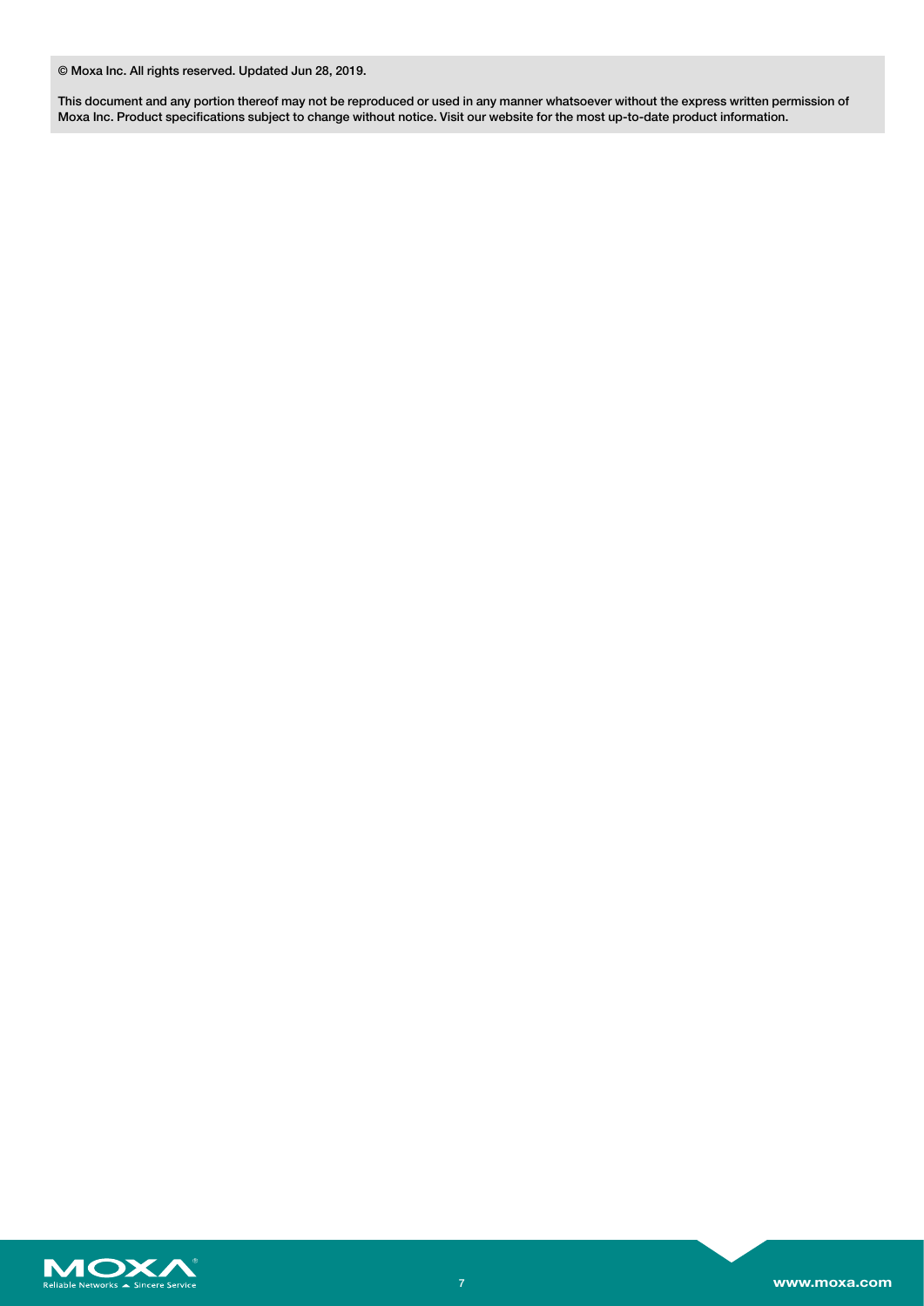© Moxa Inc. All rights reserved. Updated Jun 28, 2019.

This document and any portion thereof may not be reproduced or used in any manner whatsoever without the express written permission of Moxa Inc. Product specifications subject to change without notice. Visit our website for the most up-to-date product information.